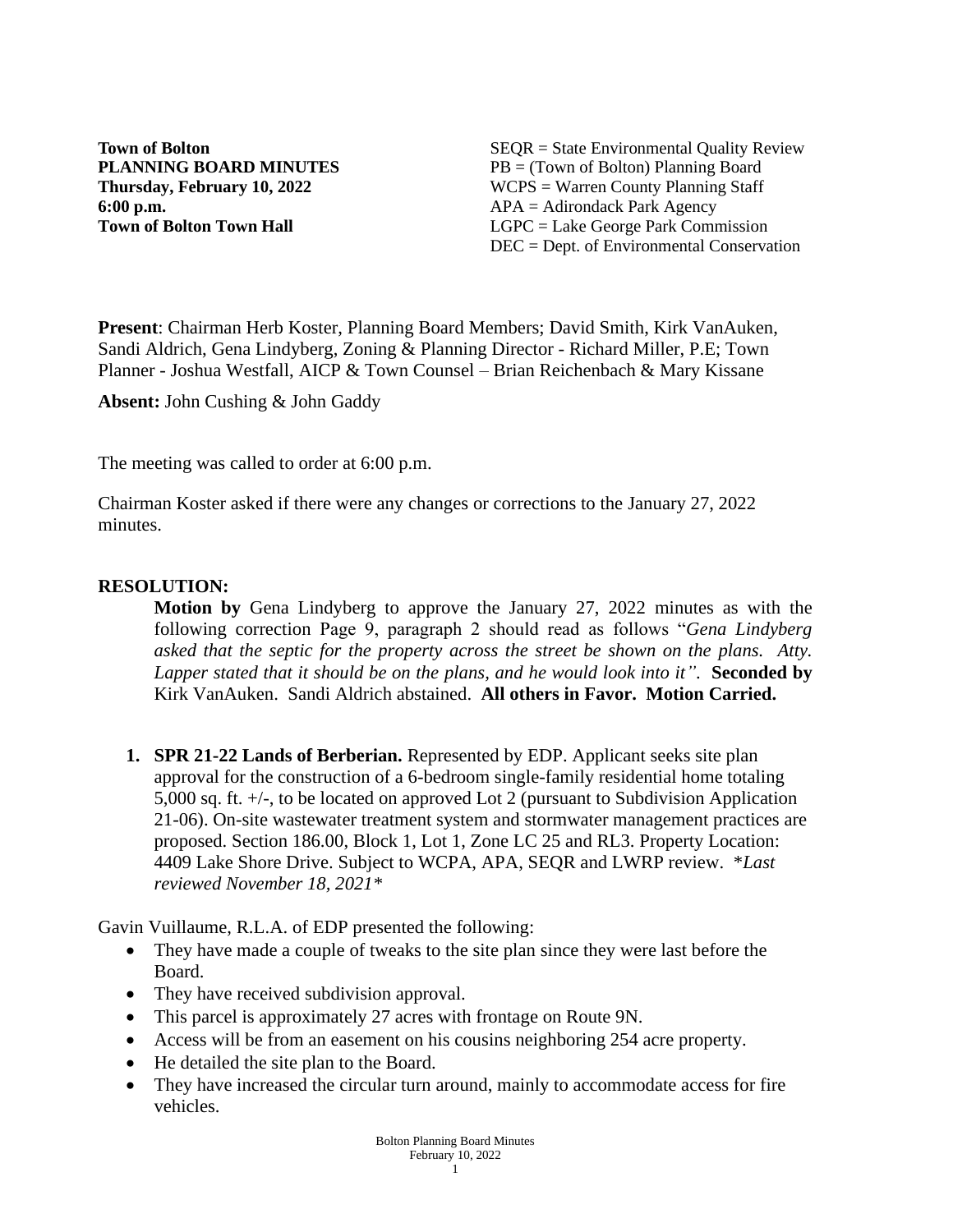**Town of Bolton**
**PLANNING BOARD MINUTES**
**Thursday, February 10, 2022**
**6:00 p.m.**
**Town of Bolton Town Hall**

SEQR = State Environmental Quality Review
PB = (Town of Bolton) Planning Board
WCPS = Warren County Planning Staff
APA = Adirondack Park Agency
LGPC = Lake George Park Commission
DEC = Dept. of Environmental Conservation

**Present**: Chairman Herb Koster, Planning Board Members; David Smith, Kirk VanAuken, Sandi Aldrich, Gena Lindyberg, Zoning & Planning Director - Richard Miller, P.E; Town Planner - Joshua Westfall, AICP & Town Counsel – Brian Reichenbach & Mary Kissane

**Absent:** John Cushing & John Gaddy

The meeting was called to order at 6:00 p.m.

Chairman Koster asked if there were any changes or corrections to the January 27, 2022 minutes.

**RESOLUTION:**

**Motion by** Gena Lindyberg to approve the January 27, 2022 minutes as with the following correction Page 9, paragraph 2 should read as follows "*Gena Lindyberg asked that the septic for the property across the street be shown on the plans. Atty. Lapper stated that it should be on the plans, and he would look into it".* **Seconded by** Kirk VanAuken. Sandi Aldrich abstained. **All others in Favor. Motion Carried.**

1. **SPR 21-22 Lands of Berberian.** Represented by EDP. Applicant seeks site plan approval for the construction of a 6-bedroom single-family residential home totaling 5,000 sq. ft. +/-, to be located on approved Lot 2 (pursuant to Subdivision Application 21-06). On-site wastewater treatment system and stormwater management practices are proposed. Section 186.00, Block 1, Lot 1, Zone LC 25 and RL3. Property Location: 4409 Lake Shore Drive. Subject to WCPA, APA, SEQR and LWRP review. *\*Last reviewed November 18, 2021\**

Gavin Vuillaume, R.L.A. of EDP presented the following:

- They have made a couple of tweaks to the site plan since they were last before the Board.
- They have received subdivision approval.
- This parcel is approximately 27 acres with frontage on Route 9N.
- Access will be from an easement on his cousins neighboring 254 acre property.
- He detailed the site plan to the Board.
- They have increased the circular turn around, mainly to accommodate access for fire vehicles.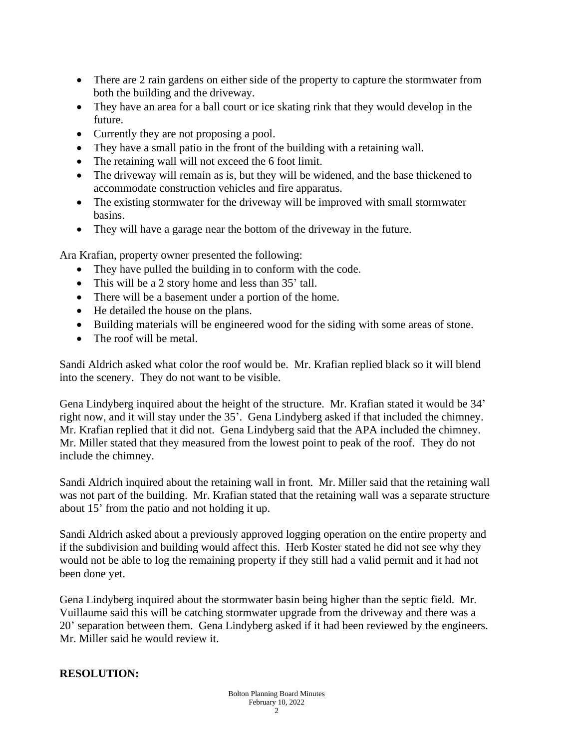- There are 2 rain gardens on either side of the property to capture the stormwater from both the building and the driveway.
- They have an area for a ball court or ice skating rink that they would develop in the future.
- Currently they are not proposing a pool.
- They have a small patio in the front of the building with a retaining wall.
- The retaining wall will not exceed the 6 foot limit.
- The driveway will remain as is, but they will be widened, and the base thickened to accommodate construction vehicles and fire apparatus.
- The existing stormwater for the driveway will be improved with small stormwater basins.
- They will have a garage near the bottom of the driveway in the future.

Ara Krafian, property owner presented the following:

- They have pulled the building in to conform with the code.
- This will be a 2 story home and less than 35' tall.
- There will be a basement under a portion of the home.
- He detailed the house on the plans.
- Building materials will be engineered wood for the siding with some areas of stone.
- The roof will be metal.

Sandi Aldrich asked what color the roof would be. Mr. Krafian replied black so it will blend into the scenery. They do not want to be visible.

Gena Lindyberg inquired about the height of the structure. Mr. Krafian stated it would be 34' right now, and it will stay under the 35'. Gena Lindyberg asked if that included the chimney. Mr. Krafian replied that it did not. Gena Lindyberg said that the APA included the chimney. Mr. Miller stated that they measured from the lowest point to peak of the roof. They do not include the chimney.

Sandi Aldrich inquired about the retaining wall in front. Mr. Miller said that the retaining wall was not part of the building. Mr. Krafian stated that the retaining wall was a separate structure about 15' from the patio and not holding it up.

Sandi Aldrich asked about a previously approved logging operation on the entire property and if the subdivision and building would affect this. Herb Koster stated he did not see why they would not be able to log the remaining property if they still had a valid permit and it had not been done yet.

Gena Lindyberg inquired about the stormwater basin being higher than the septic field. Mr. Vuillaume said this will be catching stormwater upgrade from the driveway and there was a 20' separation between them. Gena Lindyberg asked if it had been reviewed by the engineers. Mr. Miller said he would review it.

**RESOLUTION:**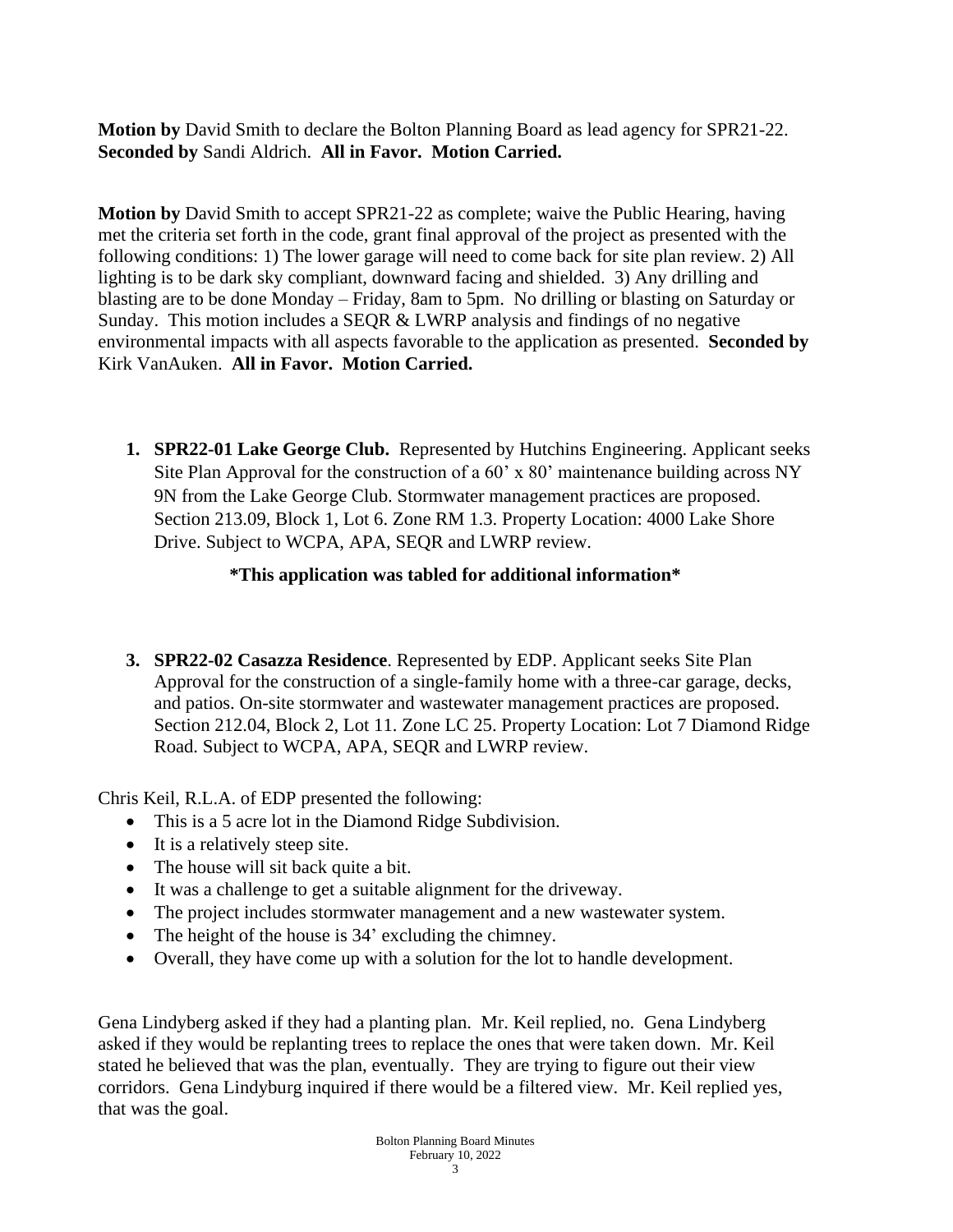**Motion by** David Smith to declare the Bolton Planning Board as lead agency for SPR21-22. **Seconded by** Sandi Aldrich. **All in Favor. Motion Carried.**

**Motion by** David Smith to accept SPR21-22 as complete; waive the Public Hearing, having met the criteria set forth in the code, grant final approval of the project as presented with the following conditions: 1) The lower garage will need to come back for site plan review. 2) All lighting is to be dark sky compliant, downward facing and shielded. 3) Any drilling and blasting are to be done Monday – Friday, 8am to 5pm. No drilling or blasting on Saturday or Sunday. This motion includes a SEQR & LWRP analysis and findings of no negative environmental impacts with all aspects favorable to the application as presented. **Seconded by** Kirk VanAuken. **All in Favor. Motion Carried.**

1. **SPR22-01 Lake George Club.** Represented by Hutchins Engineering. Applicant seeks Site Plan Approval for the construction of a 60' x 80' maintenance building across NY 9N from the Lake George Club. Stormwater management practices are proposed. Section 213.09, Block 1, Lot 6. Zone RM 1.3. Property Location: 4000 Lake Shore Drive. Subject to WCPA, APA, SEQR and LWRP review.

   **\*This application was tabled for additional information\***

3. **SPR22-02 Casazza Residence**. Represented by EDP. Applicant seeks Site Plan Approval for the construction of a single-family home with a three-car garage, decks, and patios. On-site stormwater and wastewater management practices are proposed. Section 212.04, Block 2, Lot 11. Zone LC 25. Property Location: Lot 7 Diamond Ridge Road. Subject to WCPA, APA, SEQR and LWRP review.

Chris Keil, R.L.A. of EDP presented the following:

- This is a 5 acre lot in the Diamond Ridge Subdivision.
- It is a relatively steep site.
- The house will sit back quite a bit.
- It was a challenge to get a suitable alignment for the driveway.
- The project includes stormwater management and a new wastewater system.
- The height of the house is 34' excluding the chimney.
- Overall, they have come up with a solution for the lot to handle development.

Gena Lindyberg asked if they had a planting plan. Mr. Keil replied, no. Gena Lindyberg asked if they would be replanting trees to replace the ones that were taken down. Mr. Keil stated he believed that was the plan, eventually. They are trying to figure out their view corridors. Gena Lindyburg inquired if there would be a filtered view. Mr. Keil replied yes, that was the goal.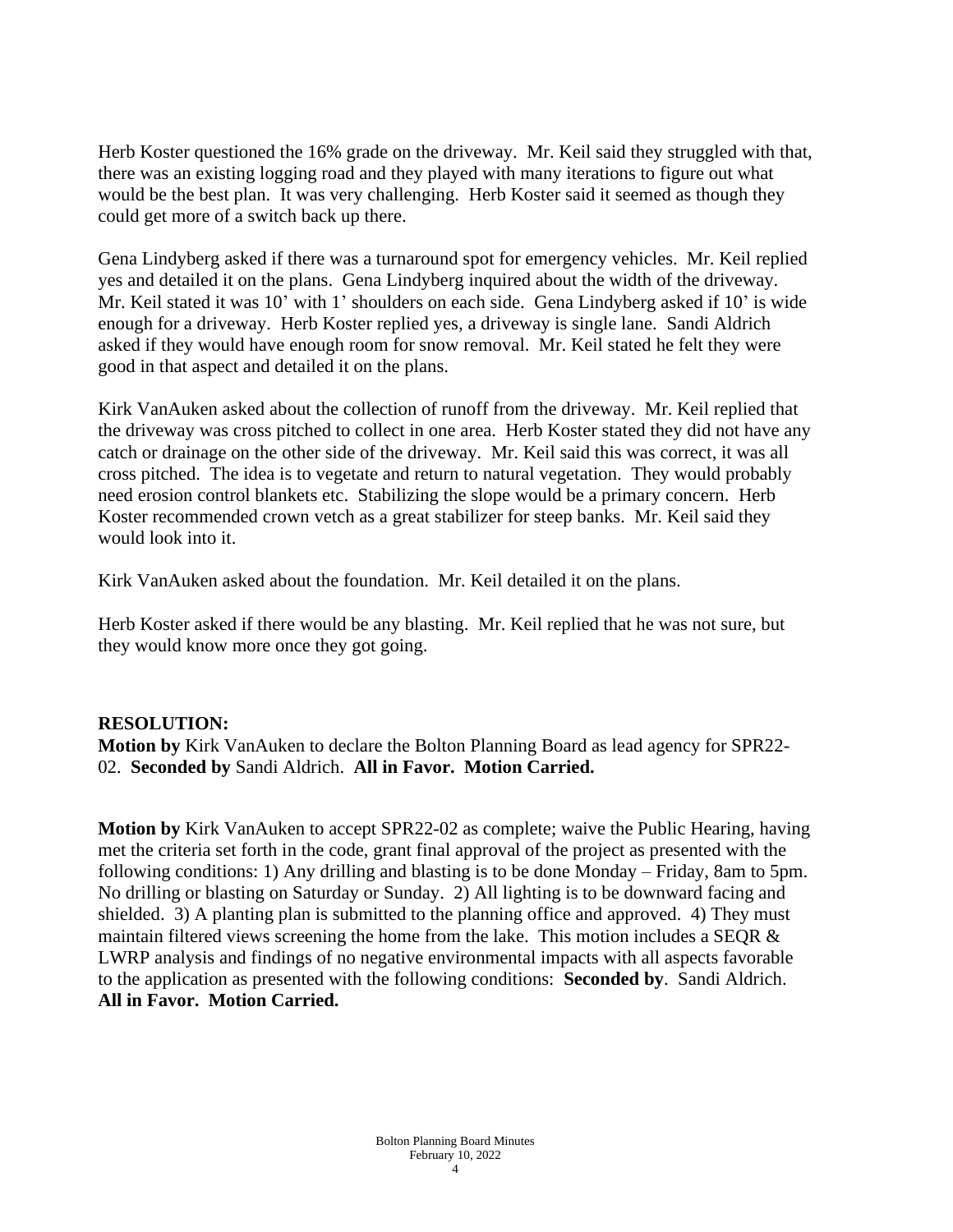Herb Koster questioned the 16% grade on the driveway. Mr. Keil said they struggled with that, there was an existing logging road and they played with many iterations to figure out what would be the best plan. It was very challenging. Herb Koster said it seemed as though they could get more of a switch back up there.

Gena Lindyberg asked if there was a turnaround spot for emergency vehicles. Mr. Keil replied yes and detailed it on the plans. Gena Lindyberg inquired about the width of the driveway. Mr. Keil stated it was 10' with 1' shoulders on each side. Gena Lindyberg asked if 10' is wide enough for a driveway. Herb Koster replied yes, a driveway is single lane. Sandi Aldrich asked if they would have enough room for snow removal. Mr. Keil stated he felt they were good in that aspect and detailed it on the plans.

Kirk VanAuken asked about the collection of runoff from the driveway. Mr. Keil replied that the driveway was cross pitched to collect in one area. Herb Koster stated they did not have any catch or drainage on the other side of the driveway. Mr. Keil said this was correct, it was all cross pitched. The idea is to vegetate and return to natural vegetation. They would probably need erosion control blankets etc. Stabilizing the slope would be a primary concern. Herb Koster recommended crown vetch as a great stabilizer for steep banks. Mr. Keil said they would look into it.

Kirk VanAuken asked about the foundation. Mr. Keil detailed it on the plans.

Herb Koster asked if there would be any blasting. Mr. Keil replied that he was not sure, but they would know more once they got going.

**RESOLUTION:**
**Motion by** Kirk VanAuken to declare the Bolton Planning Board as lead agency for SPR22-02. **Seconded by** Sandi Aldrich. **All in Favor. Motion Carried.**

**Motion by** Kirk VanAuken to accept SPR22-02 as complete; waive the Public Hearing, having met the criteria set forth in the code, grant final approval of the project as presented with the following conditions: 1) Any drilling and blasting is to be done Monday – Friday, 8am to 5pm. No drilling or blasting on Saturday or Sunday. 2) All lighting is to be downward facing and shielded. 3) A planting plan is submitted to the planning office and approved. 4) They must maintain filtered views screening the home from the lake. This motion includes a SEQR & LWRP analysis and findings of no negative environmental impacts with all aspects favorable to the application as presented with the following conditions: **Seconded by**. Sandi Aldrich. **All in Favor. Motion Carried.**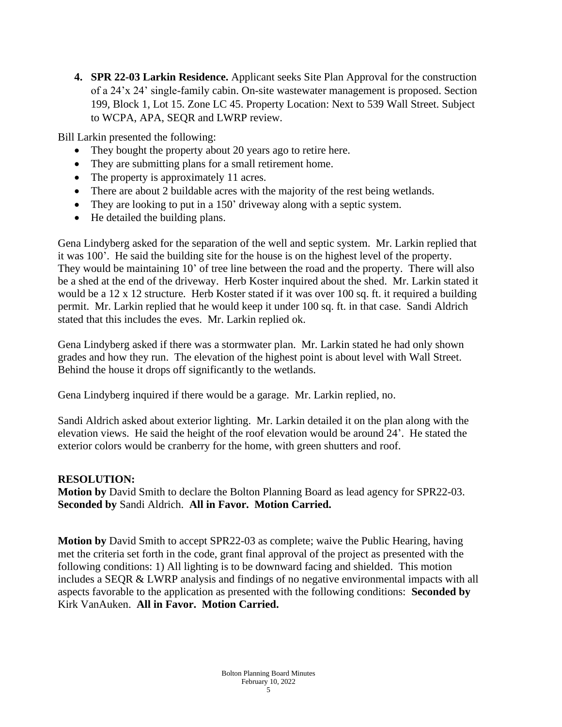4. **SPR 22-03 Larkin Residence.** Applicant seeks Site Plan Approval for the construction of a 24'x 24' single-family cabin. On-site wastewater management is proposed. Section 199, Block 1, Lot 15. Zone LC 45. Property Location: Next to 539 Wall Street. Subject to WCPA, APA, SEQR and LWRP review.

Bill Larkin presented the following:

- They bought the property about 20 years ago to retire here.
- They are submitting plans for a small retirement home.
- The property is approximately 11 acres.
- There are about 2 buildable acres with the majority of the rest being wetlands.
- They are looking to put in a 150' driveway along with a septic system.
- He detailed the building plans.

Gena Lindyberg asked for the separation of the well and septic system. Mr. Larkin replied that it was 100'. He said the building site for the house is on the highest level of the property. They would be maintaining 10' of tree line between the road and the property. There will also be a shed at the end of the driveway. Herb Koster inquired about the shed. Mr. Larkin stated it would be a 12 x 12 structure. Herb Koster stated if it was over 100 sq. ft. it required a building permit. Mr. Larkin replied that he would keep it under 100 sq. ft. in that case. Sandi Aldrich stated that this includes the eves. Mr. Larkin replied ok.

Gena Lindyberg asked if there was a stormwater plan. Mr. Larkin stated he had only shown grades and how they run. The elevation of the highest point is about level with Wall Street. Behind the house it drops off significantly to the wetlands.

Gena Lindyberg inquired if there would be a garage. Mr. Larkin replied, no.

Sandi Aldrich asked about exterior lighting. Mr. Larkin detailed it on the plan along with the elevation views. He said the height of the roof elevation would be around 24'. He stated the exterior colors would be cranberry for the home, with green shutters and roof.

**RESOLUTION:**
**Motion by** David Smith to declare the Bolton Planning Board as lead agency for SPR22-03. **Seconded by** Sandi Aldrich. **All in Favor. Motion Carried.**

**Motion by** David Smith to accept SPR22-03 as complete; waive the Public Hearing, having met the criteria set forth in the code, grant final approval of the project as presented with the following conditions: 1) All lighting is to be downward facing and shielded. This motion includes a SEQR & LWRP analysis and findings of no negative environmental impacts with all aspects favorable to the application as presented with the following conditions: **Seconded by** Kirk VanAuken. **All in Favor. Motion Carried.**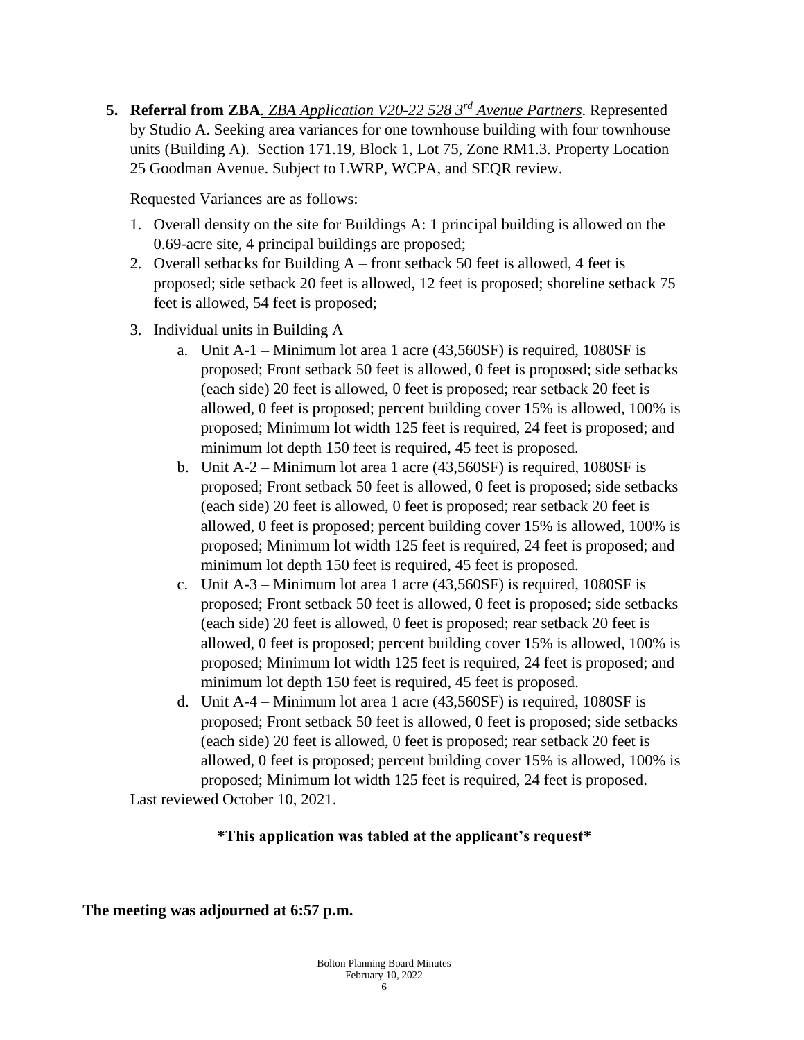5. **Referral from ZBA**. *ZBA Application V20-22 528 3rd Avenue Partners*. Represented by Studio A. Seeking area variances for one townhouse building with four townhouse units (Building A). Section 171.19, Block 1, Lot 75, Zone RM1.3. Property Location 25 Goodman Avenue. Subject to LWRP, WCPA, and SEQR review.

   Requested Variances are as follows:

   1. Overall density on the site for Buildings A: 1 principal building is allowed on the 0.69-acre site, 4 principal buildings are proposed;
   2. Overall setbacks for Building A – front setback 50 feet is allowed, 4 feet is proposed; side setback 20 feet is allowed, 12 feet is proposed; shoreline setback 75 feet is allowed, 54 feet is proposed;
   3. Individual units in Building A
      a. Unit A-1 – Minimum lot area 1 acre (43,560SF) is required, 1080SF is proposed; Front setback 50 feet is allowed, 0 feet is proposed; side setbacks (each side) 20 feet is allowed, 0 feet is proposed; rear setback 20 feet is allowed, 0 feet is proposed; percent building cover 15% is allowed, 100% is proposed; Minimum lot width 125 feet is required, 24 feet is proposed; and minimum lot depth 150 feet is required, 45 feet is proposed.
      b. Unit A-2 – Minimum lot area 1 acre (43,560SF) is required, 1080SF is proposed; Front setback 50 feet is allowed, 0 feet is proposed; side setbacks (each side) 20 feet is allowed, 0 feet is proposed; rear setback 20 feet is allowed, 0 feet is proposed; percent building cover 15% is allowed, 100% is proposed; Minimum lot width 125 feet is required, 24 feet is proposed; and minimum lot depth 150 feet is required, 45 feet is proposed.
      c. Unit A-3 – Minimum lot area 1 acre (43,560SF) is required, 1080SF is proposed; Front setback 50 feet is allowed, 0 feet is proposed; side setbacks (each side) 20 feet is allowed, 0 feet is proposed; rear setback 20 feet is allowed, 0 feet is proposed; percent building cover 15% is allowed, 100% is proposed; Minimum lot width 125 feet is required, 24 feet is proposed; and minimum lot depth 150 feet is required, 45 feet is proposed.
      d. Unit A-4 – Minimum lot area 1 acre (43,560SF) is required, 1080SF is proposed; Front setback 50 feet is allowed, 0 feet is proposed; side setbacks (each side) 20 feet is allowed, 0 feet is proposed; rear setback 20 feet is allowed, 0 feet is proposed; percent building cover 15% is allowed, 100% is proposed; Minimum lot width 125 feet is required, 24 feet is proposed.

   Last reviewed October 10, 2021.

**\*This application was tabled at the applicant's request\***

**The meeting was adjourned at 6:57 p.m.**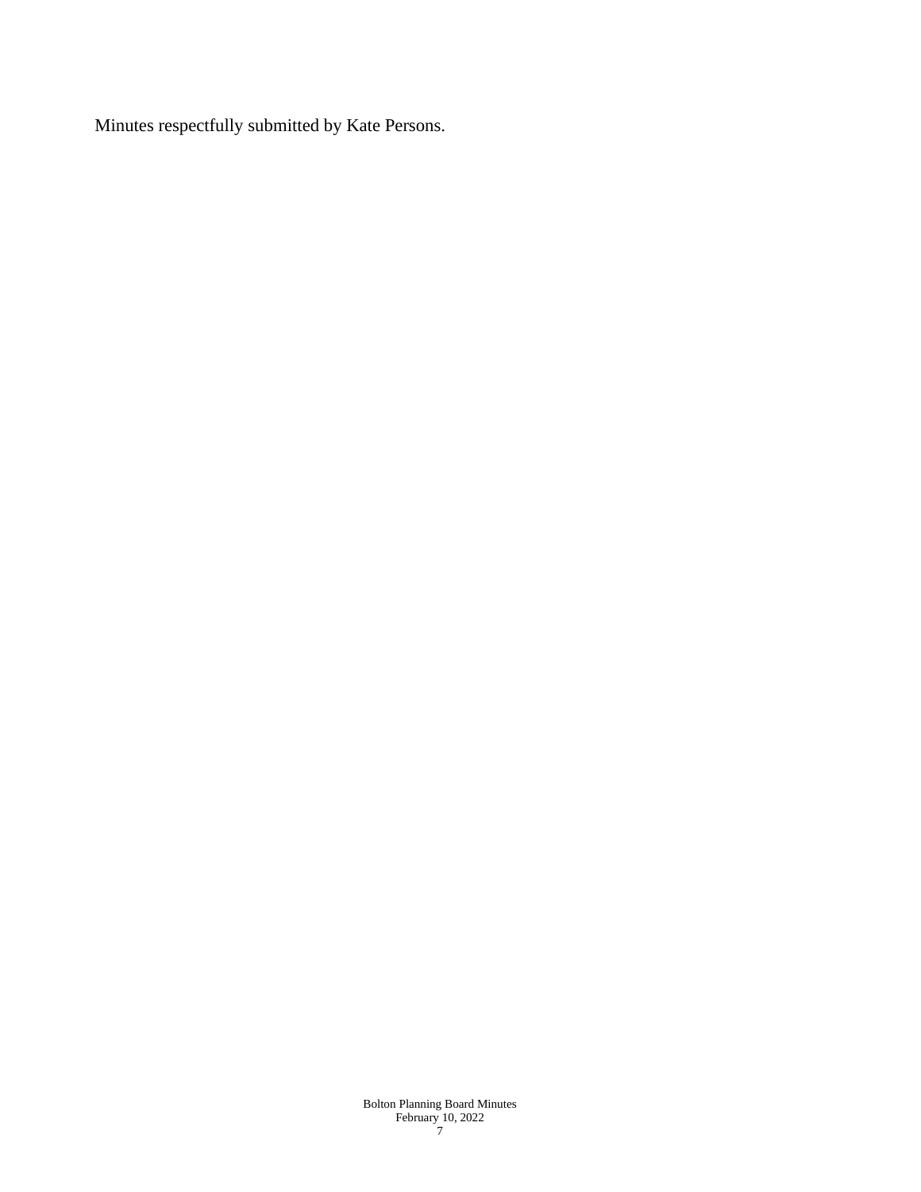Minutes respectfully submitted by Kate Persons.